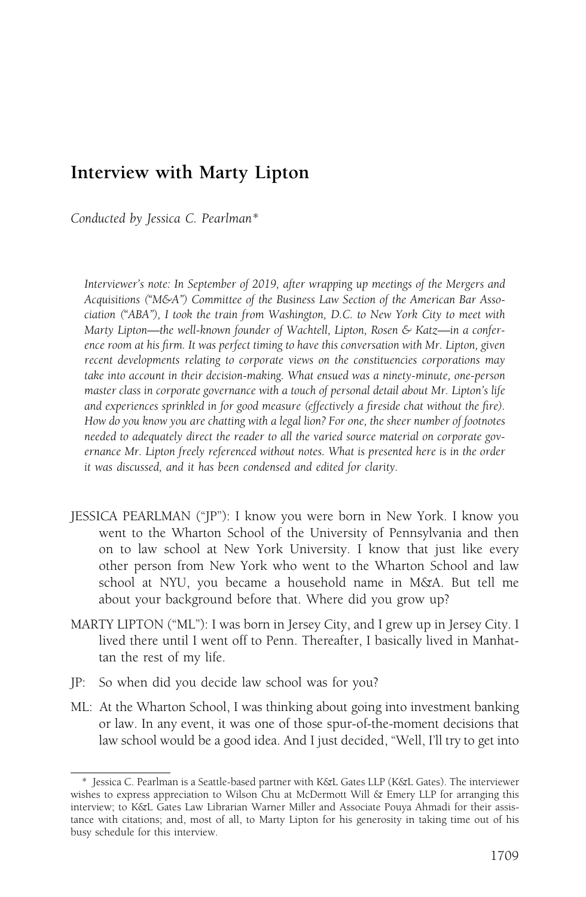# Interview with Marty Lipton

*Conducted by Jessica C. Pearlman\**

*Interviewer's note: In September of 2019, after wrapping up meetings of the Mergers and Acquisitions ("M&A") Committee of the Business Law Section of the American Bar Association ("ABA"), I took the train from Washington, D.C. to New York City to meet with Marty Lipton—the well-known founder of Wachtell, Lipton, Rosen & Katz—in a conference room at his firm. It was perfect timing to have this conversation with Mr. Lipton, given recent developments relating to corporate views on the constituencies corporations may take into account in their decision-making. What ensued was a ninety-minute, one-person master class in corporate governance with a touch of personal detail about Mr. Lipton's life and experiences sprinkled in for good measure (effectively a fireside chat without the fire). How do you know you are chatting with a legal lion? For one, the sheer number of footnotes needed to adequately direct the reader to all the varied source material on corporate governance Mr. Lipton freely referenced without notes. What is presented here is in the order it was discussed, and it has been condensed and edited for clarity.*

JESSICA PEARLMAN ("JP"): I know you were born in New York. I know you went to the Wharton School of the University of Pennsylvania and then on to law school at New York University. I know that just like every other person from New York who went to the Wharton School and law school at NYU, you became a household name in M&A. But tell me about your background before that. Where did you grow up?

MARTY LIPTON ("ML"): I was born in Jersey City, and I grew up in Jersey City. I lived there until I went off to Penn. Thereafter, I basically lived in Manhattan the rest of my life.

JP: So when did you decide law school was for you?

ML: At the Wharton School, I was thinking about going into investment banking or law. In any event, it was one of those spur-of-the-moment decisions that law school would be a good idea. And I just decided, "Well, I'll try to get into

---

\* Jessica C. Pearlman is a Seattle-based partner with K&L Gates LLP (K&L Gates). The interviewer wishes to express appreciation to Wilson Chu at McDermott Will & Emery LLP for arranging this interview; to K&L Gates Law Librarian Warner Miller and Associate Pouya Ahmadi for their assistance with citations; and, most of all, to Marty Lipton for his generosity in taking time out of his busy schedule for this interview.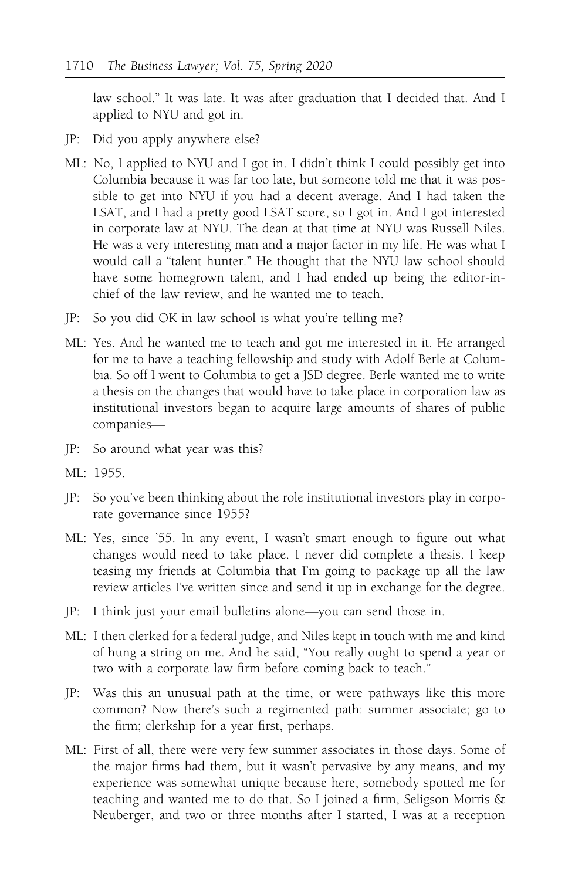law school." It was late. It was after graduation that I decided that. And I applied to NYU and got in.

JP: Did you apply anywhere else?

ML: No, I applied to NYU and I got in. I didn't think I could possibly get into Columbia because it was far too late, but someone told me that it was possible to get into NYU if you had a decent average. And I had taken the LSAT, and I had a pretty good LSAT score, so I got in. And I got interested in corporate law at NYU. The dean at that time at NYU was Russell Niles. He was a very interesting man and a major factor in my life. He was what I would call a "talent hunter." He thought that the NYU law school should have some homegrown talent, and I had ended up being the editor-in-chief of the law review, and he wanted me to teach.

JP: So you did OK in law school is what you're telling me?

ML: Yes. And he wanted me to teach and got me interested in it. He arranged for me to have a teaching fellowship and study with Adolf Berle at Columbia. So off I went to Columbia to get a JSD degree. Berle wanted me to write a thesis on the changes that would have to take place in corporation law as institutional investors began to acquire large amounts of shares of public companies—

JP: So around what year was this?

ML: 1955.

JP: So you've been thinking about the role institutional investors play in corporate governance since 1955?

ML: Yes, since '55. In any event, I wasn't smart enough to figure out what changes would need to take place. I never did complete a thesis. I keep teasing my friends at Columbia that I'm going to package up all the law review articles I've written since and send it up in exchange for the degree.

JP: I think just your email bulletins alone—you can send those in.

ML: I then clerked for a federal judge, and Niles kept in touch with me and kind of hung a string on me. And he said, "You really ought to spend a year or two with a corporate law firm before coming back to teach."

JP: Was this an unusual path at the time, or were pathways like this more common? Now there's such a regimented path: summer associate; go to the firm; clerkship for a year first, perhaps.

ML: First of all, there were very few summer associates in those days. Some of the major firms had them, but it wasn't pervasive by any means, and my experience was somewhat unique because here, somebody spotted me for teaching and wanted me to do that. So I joined a firm, Seligson Morris & Neuberger, and two or three months after I started, I was at a reception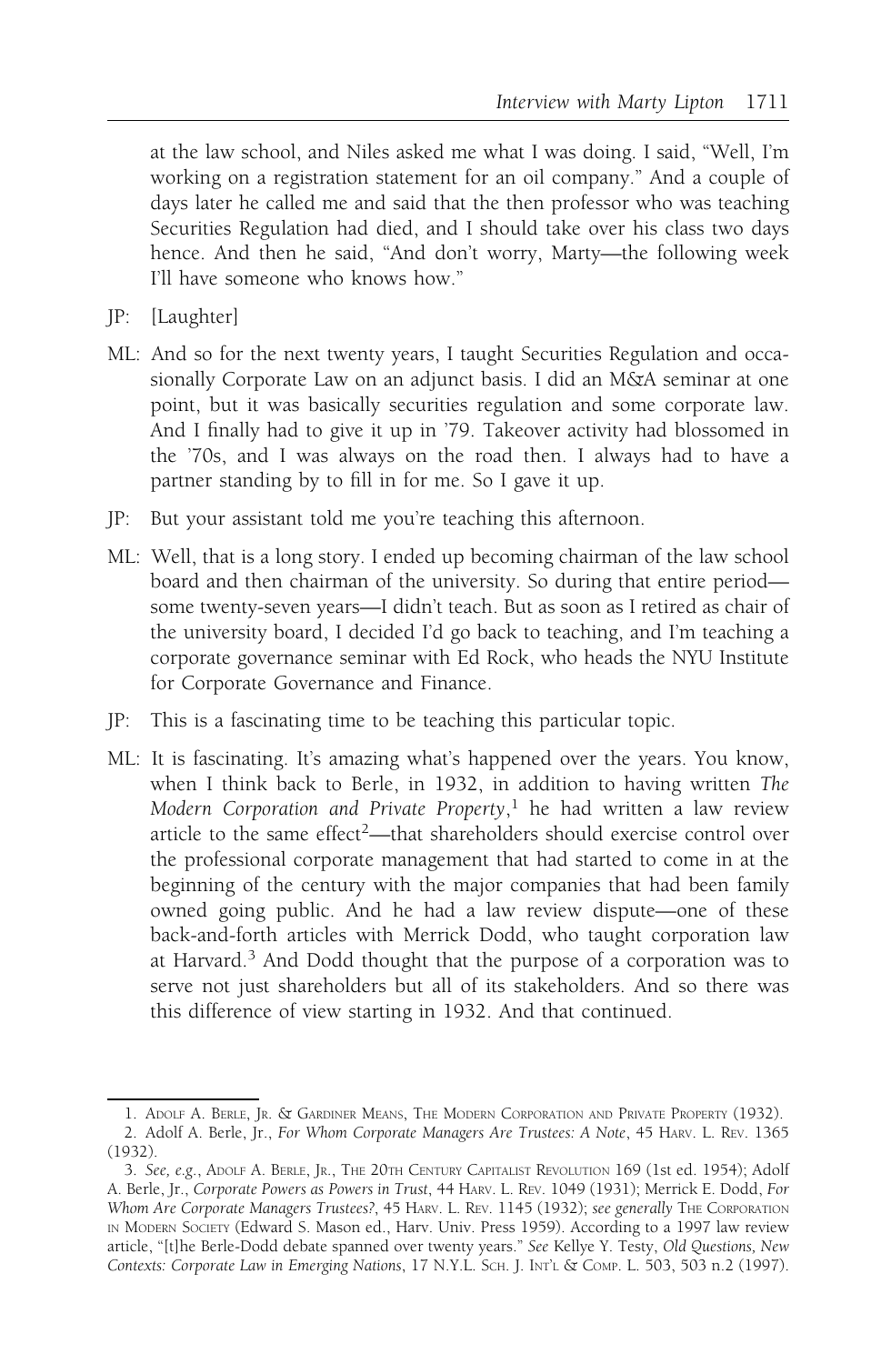at the law school, and Niles asked me what I was doing. I said, "Well, I'm working on a registration statement for an oil company." And a couple of days later he called me and said that the then professor who was teaching Securities Regulation had died, and I should take over his class two days hence. And then he said, "And don't worry, Marty—the following week I'll have someone who knows how."

JP: [Laughter]

ML: And so for the next twenty years, I taught Securities Regulation and occasionally Corporate Law on an adjunct basis. I did an M&A seminar at one point, but it was basically securities regulation and some corporate law. And I finally had to give it up in '79. Takeover activity had blossomed in the '70s, and I was always on the road then. I always had to have a partner standing by to fill in for me. So I gave it up.

JP: But your assistant told me you're teaching this afternoon.

ML: Well, that is a long story. I ended up becoming chairman of the law school board and then chairman of the university. So during that entire period—some twenty-seven years—I didn't teach. But as soon as I retired as chair of the university board, I decided I'd go back to teaching, and I'm teaching a corporate governance seminar with Ed Rock, who heads the NYU Institute for Corporate Governance and Finance.

JP: This is a fascinating time to be teaching this particular topic.

ML: It is fascinating. It's amazing what's happened over the years. You know, when I think back to Berle, in 1932, in addition to having written *The Modern Corporation and Private Property*,[1] he had written a law review article to the same effect[2]—that shareholders should exercise control over the professional corporate management that had started to come in at the beginning of the century with the major companies that had been family owned going public. And he had a law review dispute—one of these back-and-forth articles with Merrick Dodd, who taught corporation law at Harvard.[3] And Dodd thought that the purpose of a corporation was to serve not just shareholders but all of its stakeholders. And so there was this difference of view starting in 1932. And that continued.

---

1. ADOLF A. BERLE, JR. & GARDINER MEANS, THE MODERN CORPORATION AND PRIVATE PROPERTY (1932).

2. Adolf A. Berle, Jr., *For Whom Corporate Managers Are Trustees: A Note*, 45 HARV. L. REV. 1365 (1932).

3. *See, e.g.*, ADOLF A. BERLE, JR., THE 20TH CENTURY CAPITALIST REVOLUTION 169 (1st ed. 1954); Adolf A. Berle, Jr., *Corporate Powers as Powers in Trust*, 44 HARV. L. REV. 1049 (1931); Merrick E. Dodd, *For Whom Are Corporate Managers Trustees?*, 45 HARV. L. REV. 1145 (1932); *see generally* THE CORPORATION IN MODERN SOCIETY (Edward S. Mason ed., Harv. Univ. Press 1959). According to a 1997 law review article, "[t]he Berle-Dodd debate spanned over twenty years." *See* Kellye Y. Testy, *Old Questions, New Contexts: Corporate Law in Emerging Nations*, 17 N.Y.L. SCH. J. INT'L & COMP. L. 503, 503 n.2 (1997).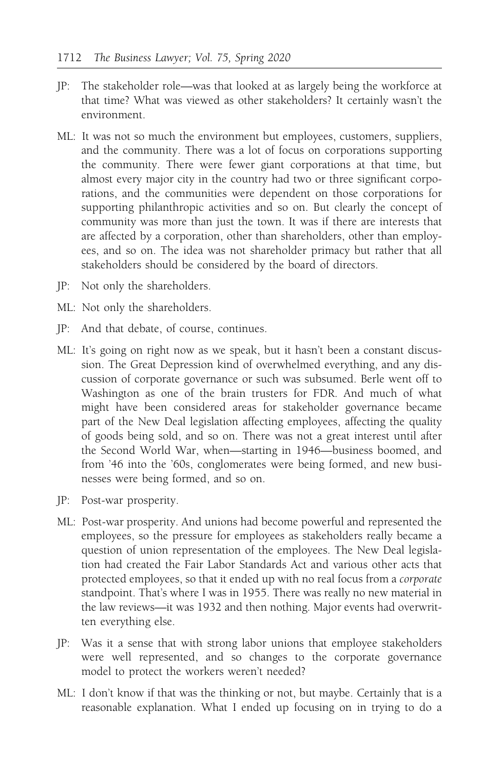JP: The stakeholder role—was that looked at as largely being the workforce at that time? What was viewed as other stakeholders? It certainly wasn't the environment.

ML: It was not so much the environment but employees, customers, suppliers, and the community. There was a lot of focus on corporations supporting the community. There were fewer giant corporations at that time, but almost every major city in the country had two or three significant corporations, and the communities were dependent on those corporations for supporting philanthropic activities and so on. But clearly the concept of community was more than just the town. It was if there are interests that are affected by a corporation, other than shareholders, other than employees, and so on. The idea was not shareholder primacy but rather that all stakeholders should be considered by the board of directors.

JP: Not only the shareholders.

ML: Not only the shareholders.

JP: And that debate, of course, continues.

ML: It's going on right now as we speak, but it hasn't been a constant discussion. The Great Depression kind of overwhelmed everything, and any discussion of corporate governance or such was subsumed. Berle went off to Washington as one of the brain trusters for FDR. And much of what might have been considered areas for stakeholder governance became part of the New Deal legislation affecting employees, affecting the quality of goods being sold, and so on. There was not a great interest until after the Second World War, when—starting in 1946—business boomed, and from '46 into the '60s, conglomerates were being formed, and new businesses were being formed, and so on.

JP: Post-war prosperity.

ML: Post-war prosperity. And unions had become powerful and represented the employees, so the pressure for employees as stakeholders really became a question of union representation of the employees. The New Deal legislation had created the Fair Labor Standards Act and various other acts that protected employees, so that it ended up with no real focus from a *corporate* standpoint. That's where I was in 1955. There was really no new material in the law reviews—it was 1932 and then nothing. Major events had overwritten everything else.

JP: Was it a sense that with strong labor unions that employee stakeholders were well represented, and so changes to the corporate governance model to protect the workers weren't needed?

ML: I don't know if that was the thinking or not, but maybe. Certainly that is a reasonable explanation. What I ended up focusing on in trying to do a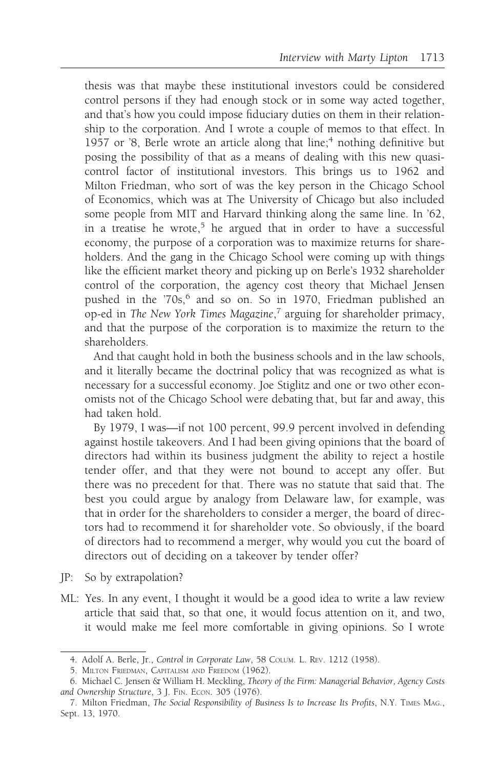thesis was that maybe these institutional investors could be considered control persons if they had enough stock or in some way acted together, and that's how you could impose fiduciary duties on them in their relationship to the corporation. And I wrote a couple of memos to that effect. In 1957 or '8, Berle wrote an article along that line;[4] nothing definitive but posing the possibility of that as a means of dealing with this new quasi-control factor of institutional investors. This brings us to 1962 and Milton Friedman, who sort of was the key person in the Chicago School of Economics, which was at The University of Chicago but also included some people from MIT and Harvard thinking along the same line. In '62, in a treatise he wrote,[5] he argued that in order to have a successful economy, the purpose of a corporation was to maximize returns for shareholders. And the gang in the Chicago School were coming up with things like the efficient market theory and picking up on Berle's 1932 shareholder control of the corporation, the agency cost theory that Michael Jensen pushed in the '70s,[6] and so on. So in 1970, Friedman published an op-ed in *The New York Times Magazine*,[7] arguing for shareholder primacy, and that the purpose of the corporation is to maximize the return to the shareholders.

And that caught hold in both the business schools and in the law schools, and it literally became the doctrinal policy that was recognized as what is necessary for a successful economy. Joe Stiglitz and one or two other economists not of the Chicago School were debating that, but far and away, this had taken hold.

By 1979, I was—if not 100 percent, 99.9 percent involved in defending against hostile takeovers. And I had been giving opinions that the board of directors had within its business judgment the ability to reject a hostile tender offer, and that they were not bound to accept any offer. But there was no precedent for that. There was no statute that said that. The best you could argue by analogy from Delaware law, for example, was that in order for the shareholders to consider a merger, the board of directors had to recommend it for shareholder vote. So obviously, if the board of directors had to recommend a merger, why would you cut the board of directors out of deciding on a takeover by tender offer?

JP: So by extrapolation?

ML: Yes. In any event, I thought it would be a good idea to write a law review article that said that, so that one, it would focus attention on it, and two, it would make me feel more comfortable in giving opinions. So I wrote

---

4. Adolf A. Berle, Jr., *Control in Corporate Law*, 58 Colum. L. Rev. 1212 (1958).

5. Milton Friedman, Capitalism and Freedom (1962).

6. Michael C. Jensen & William H. Meckling, *Theory of the Firm: Managerial Behavior, Agency Costs and Ownership Structure*, 3 J. Fin. Econ. 305 (1976).

7. Milton Friedman, *The Social Responsibility of Business Is to Increase Its Profits*, N.Y. Times Mag., Sept. 13, 1970.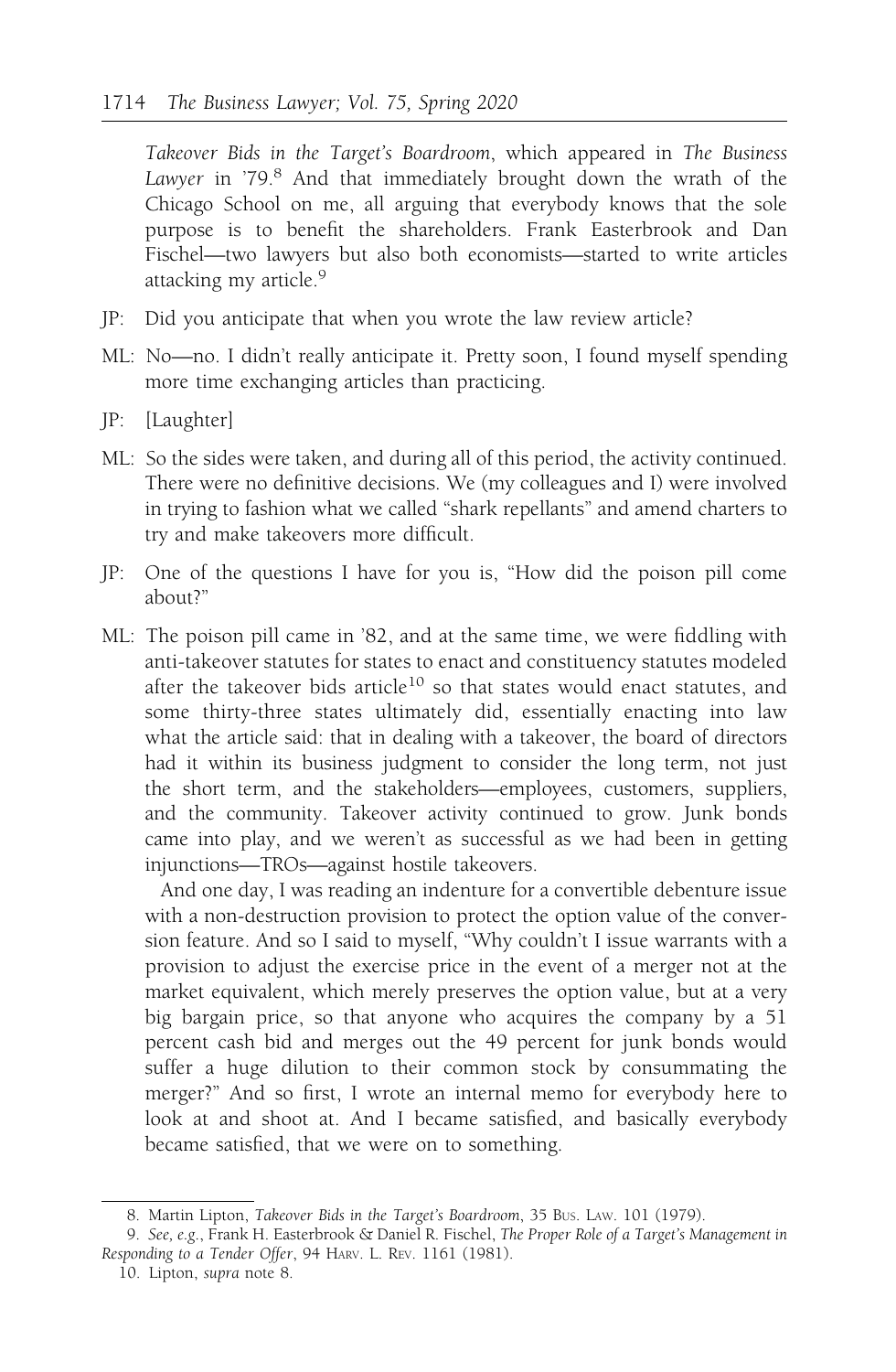*Takeover Bids in the Target's Boardroom*, which appeared in *The Business Lawyer* in '79.[8] And that immediately brought down the wrath of the Chicago School on me, all arguing that everybody knows that the sole purpose is to benefit the shareholders. Frank Easterbrook and Dan Fischel—two lawyers but also both economists—started to write articles attacking my article.[9]

JP: Did you anticipate that when you wrote the law review article?

ML: No—no. I didn't really anticipate it. Pretty soon, I found myself spending more time exchanging articles than practicing.

JP: [Laughter]

ML: So the sides were taken, and during all of this period, the activity continued. There were no definitive decisions. We (my colleagues and I) were involved in trying to fashion what we called "shark repellants" and amend charters to try and make takeovers more difficult.

JP: One of the questions I have for you is, "How did the poison pill come about?"

ML: The poison pill came in '82, and at the same time, we were fiddling with anti-takeover statutes for states to enact and constituency statutes modeled after the takeover bids article[10] so that states would enact statutes, and some thirty-three states ultimately did, essentially enacting into law what the article said: that in dealing with a takeover, the board of directors had it within its business judgment to consider the long term, not just the short term, and the stakeholders—employees, customers, suppliers, and the community. Takeover activity continued to grow. Junk bonds came into play, and we weren't as successful as we had been in getting injunctions—TROs—against hostile takeovers.

And one day, I was reading an indenture for a convertible debenture issue with a non-destruction provision to protect the option value of the conversion feature. And so I said to myself, "Why couldn't I issue warrants with a provision to adjust the exercise price in the event of a merger not at the market equivalent, which merely preserves the option value, but at a very big bargain price, so that anyone who acquires the company by a 51 percent cash bid and merges out the 49 percent for junk bonds would suffer a huge dilution to their common stock by consummating the merger?" And so first, I wrote an internal memo for everybody here to look at and shoot at. And I became satisfied, and basically everybody became satisfied, that we were on to something.

---

8. Martin Lipton, *Takeover Bids in the Target's Boardroom*, 35 Bus. Law. 101 (1979).

9. *See, e.g.*, Frank H. Easterbrook & Daniel R. Fischel, *The Proper Role of a Target's Management in Responding to a Tender Offer*, 94 Harv. L. Rev. 1161 (1981).

10. Lipton, *supra* note 8.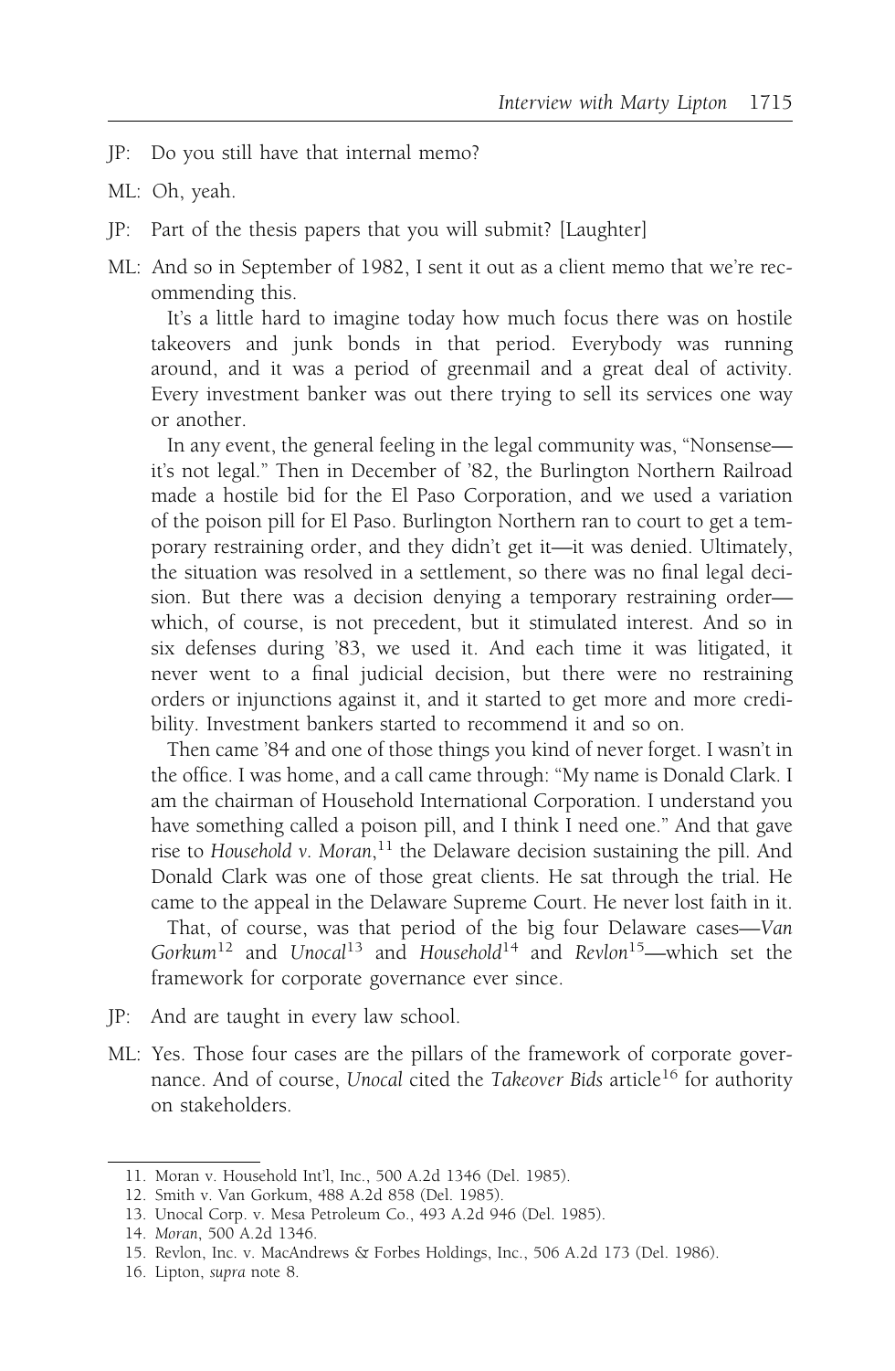JP: Do you still have that internal memo?

ML: Oh, yeah.

JP: Part of the thesis papers that you will submit? [Laughter]

ML: And so in September of 1982, I sent it out as a client memo that we're recommending this.

It's a little hard to imagine today how much focus there was on hostile takeovers and junk bonds in that period. Everybody was running around, and it was a period of greenmail and a great deal of activity. Every investment banker was out there trying to sell its services one way or another.

In any event, the general feeling in the legal community was, "Nonsense—it's not legal." Then in December of '82, the Burlington Northern Railroad made a hostile bid for the El Paso Corporation, and we used a variation of the poison pill for El Paso. Burlington Northern ran to court to get a temporary restraining order, and they didn't get it—it was denied. Ultimately, the situation was resolved in a settlement, so there was no final legal decision. But there was a decision denying a temporary restraining order—which, of course, is not precedent, but it stimulated interest. And so in six defenses during '83, we used it. And each time it was litigated, it never went to a final judicial decision, but there were no restraining orders or injunctions against it, and it started to get more and more credibility. Investment bankers started to recommend it and so on.

Then came '84 and one of those things you kind of never forget. I wasn't in the office. I was home, and a call came through: "My name is Donald Clark. I am the chairman of Household International Corporation. I understand you have something called a poison pill, and I think I need one." And that gave rise to *Household v. Moran*,[11] the Delaware decision sustaining the pill. And Donald Clark was one of those great clients. He sat through the trial. He came to the appeal in the Delaware Supreme Court. He never lost faith in it.

That, of course, was that period of the big four Delaware cases—*Van Gorkum*[12] and *Unocal*[13] and *Household*[14] and *Revlon*[15]—which set the framework for corporate governance ever since.

JP: And are taught in every law school.

ML: Yes. Those four cases are the pillars of the framework of corporate governance. And of course, *Unocal* cited the *Takeover Bids* article[16] for authority on stakeholders.

---

11. Moran v. Household Int'l, Inc., 500 A.2d 1346 (Del. 1985).
12. Smith v. Van Gorkum, 488 A.2d 858 (Del. 1985).
13. Unocal Corp. v. Mesa Petroleum Co., 493 A.2d 946 (Del. 1985).
14. *Moran*, 500 A.2d 1346.
15. Revlon, Inc. v. MacAndrews & Forbes Holdings, Inc., 506 A.2d 173 (Del. 1986).
16. Lipton, *supra* note 8.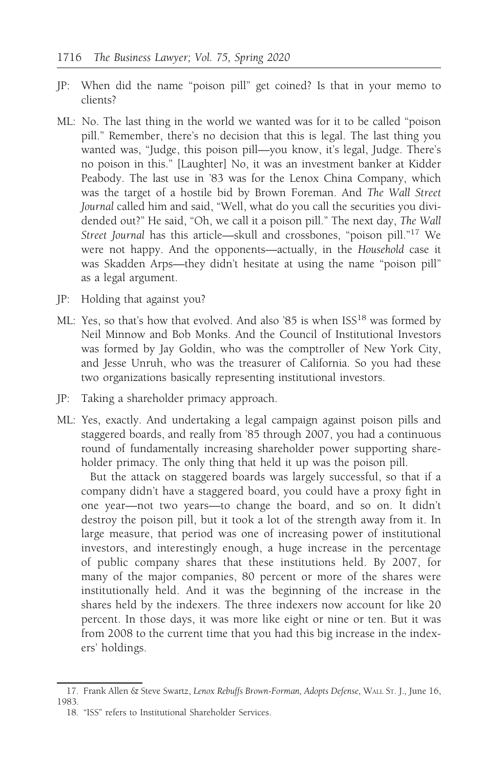JP: When did the name "poison pill" get coined? Is that in your memo to clients?

ML: No. The last thing in the world we wanted was for it to be called "poison pill." Remember, there's no decision that this is legal. The last thing you wanted was, "Judge, this poison pill—you know, it's legal, Judge. There's no poison in this." [Laughter] No, it was an investment banker at Kidder Peabody. The last use in '83 was for the Lenox China Company, which was the target of a hostile bid by Brown Foreman. And *The Wall Street Journal* called him and said, "Well, what do you call the securities you dividended out?" He said, "Oh, we call it a poison pill." The next day, *The Wall Street Journal* has this article—skull and crossbones, "poison pill."[17] We were not happy. And the opponents—actually, in the *Household* case it was Skadden Arps—they didn't hesitate at using the name "poison pill" as a legal argument.

JP: Holding that against you?

ML: Yes, so that's how that evolved. And also '85 is when ISS[18] was formed by Neil Minnow and Bob Monks. And the Council of Institutional Investors was formed by Jay Goldin, who was the comptroller of New York City, and Jesse Unruh, who was the treasurer of California. So you had these two organizations basically representing institutional investors.

JP: Taking a shareholder primacy approach.

ML: Yes, exactly. And undertaking a legal campaign against poison pills and staggered boards, and really from '85 through 2007, you had a continuous round of fundamentally increasing shareholder power supporting shareholder primacy. The only thing that held it up was the poison pill.

But the attack on staggered boards was largely successful, so that if a company didn't have a staggered board, you could have a proxy fight in one year—not two years—to change the board, and so on. It didn't destroy the poison pill, but it took a lot of the strength away from it. In large measure, that period was one of increasing power of institutional investors, and interestingly enough, a huge increase in the percentage of public company shares that these institutions held. By 2007, for many of the major companies, 80 percent or more of the shares were institutionally held. And it was the beginning of the increase in the shares held by the indexers. The three indexers now account for like 20 percent. In those days, it was more like eight or nine or ten. But it was from 2008 to the current time that you had this big increase in the indexers' holdings.

---

17. Frank Allen & Steve Swartz, *Lenox Rebuffs Brown-Forman, Adopts Defense*, WALL ST. J., June 16, 1983.

18. "ISS" refers to Institutional Shareholder Services.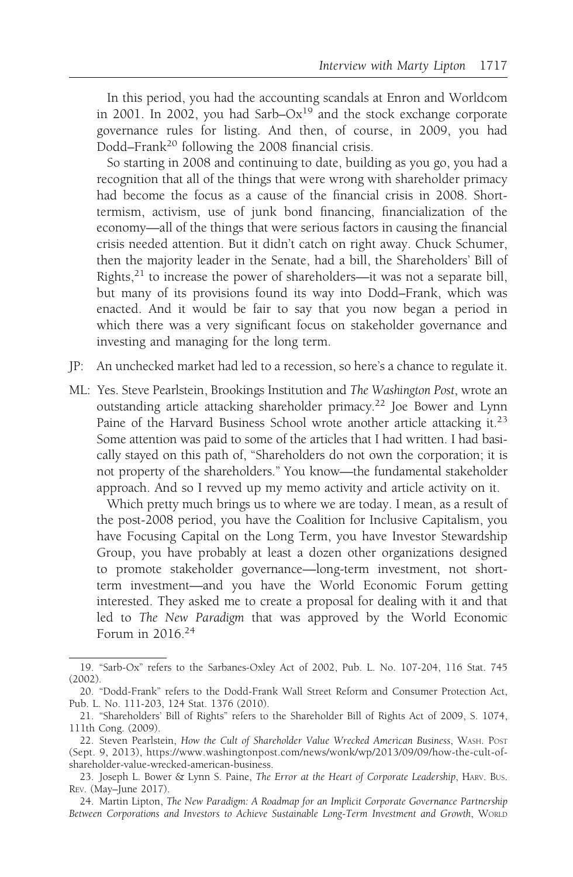In this period, you had the accounting scandals at Enron and Worldcom in 2001. In 2002, you had Sarb–Ox[19] and the stock exchange corporate governance rules for listing. And then, of course, in 2009, you had Dodd–Frank[20] following the 2008 financial crisis.

So starting in 2008 and continuing to date, building as you go, you had a recognition that all of the things that were wrong with shareholder primacy had become the focus as a cause of the financial crisis in 2008. Short-termism, activism, use of junk bond financing, financialization of the economy—all of the things that were serious factors in causing the financial crisis needed attention. But it didn't catch on right away. Chuck Schumer, then the majority leader in the Senate, had a bill, the Shareholders' Bill of Rights,[21] to increase the power of shareholders—it was not a separate bill, but many of its provisions found its way into Dodd–Frank, which was enacted. And it would be fair to say that you now began a period in which there was a very significant focus on stakeholder governance and investing and managing for the long term.

JP: An unchecked market had led to a recession, so here's a chance to regulate it.

ML: Yes. Steve Pearlstein, Brookings Institution and *The Washington Post*, wrote an outstanding article attacking shareholder primacy.[22] Joe Bower and Lynn Paine of the Harvard Business School wrote another article attacking it.[23] Some attention was paid to some of the articles that I had written. I had basically stayed on this path of, "Shareholders do not own the corporation; it is not property of the shareholders." You know—the fundamental stakeholder approach. And so I revved up my memo activity and article activity on it.

Which pretty much brings us to where we are today. I mean, as a result of the post-2008 period, you have the Coalition for Inclusive Capitalism, you have Focusing Capital on the Long Term, you have Investor Stewardship Group, you have probably at least a dozen other organizations designed to promote stakeholder governance—long-term investment, not short-term investment—and you have the World Economic Forum getting interested. They asked me to create a proposal for dealing with it and that led to *The New Paradigm* that was approved by the World Economic Forum in 2016.[24]

---

19. "Sarb-Ox" refers to the Sarbanes-Oxley Act of 2002, Pub. L. No. 107-204, 116 Stat. 745 (2002).

20. "Dodd-Frank" refers to the Dodd-Frank Wall Street Reform and Consumer Protection Act, Pub. L. No. 111-203, 124 Stat. 1376 (2010).

21. "Shareholders' Bill of Rights" refers to the Shareholder Bill of Rights Act of 2009, S. 1074, 111th Cong. (2009).

22. Steven Pearlstein, *How the Cult of Shareholder Value Wrecked American Business*, WASH. POST (Sept. 9, 2013), https://www.washingtonpost.com/news/wonk/wp/2013/09/09/how-the-cult-of-shareholder-value-wrecked-american-business.

23. Joseph L. Bower & Lynn S. Paine, *The Error at the Heart of Corporate Leadership*, HARV. BUS. REV. (May–June 2017).

24. Martin Lipton, *The New Paradigm: A Roadmap for an Implicit Corporate Governance Partnership Between Corporations and Investors to Achieve Sustainable Long-Term Investment and Growth*, WORLD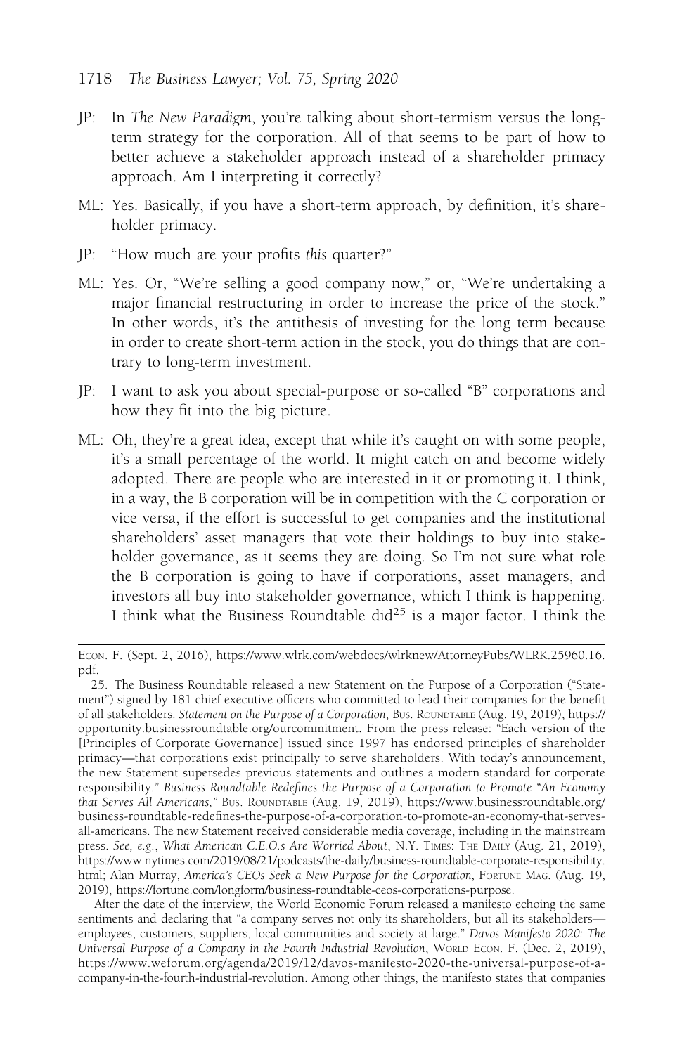JP: In *The New Paradigm*, you're talking about short-termism versus the long-term strategy for the corporation. All of that seems to be part of how to better achieve a stakeholder approach instead of a shareholder primacy approach. Am I interpreting it correctly?

ML: Yes. Basically, if you have a short-term approach, by definition, it's shareholder primacy.

JP: "How much are your profits *this* quarter?"

ML: Yes. Or, "We're selling a good company now," or, "We're undertaking a major financial restructuring in order to increase the price of the stock." In other words, it's the antithesis of investing for the long term because in order to create short-term action in the stock, you do things that are contrary to long-term investment.

JP: I want to ask you about special-purpose or so-called "B" corporations and how they fit into the big picture.

ML: Oh, they're a great idea, except that while it's caught on with some people, it's a small percentage of the world. It might catch on and become widely adopted. There are people who are interested in it or promoting it. I think, in a way, the B corporation will be in competition with the C corporation or vice versa, if the effort is successful to get companies and the institutional shareholders' asset managers that vote their holdings to buy into stakeholder governance, as it seems they are doing. So I'm not sure what role the B corporation is going to have if corporations, asset managers, and investors all buy into stakeholder governance, which I think is happening. I think what the Business Roundtable did[25] is a major factor. I think the

---

ECON. F. (Sept. 2, 2016), https://www.wlrk.com/webdocs/wlrknew/AttorneyPubs/WLRK.25960.16.pdf.

25. The Business Roundtable released a new Statement on the Purpose of a Corporation ("Statement") signed by 181 chief executive officers who committed to lead their companies for the benefit of all stakeholders. *Statement on the Purpose of a Corporation*, BUS. ROUNDTABLE (Aug. 19, 2019), https://opportunity.businessroundtable.org/ourcommitment. From the press release: "Each version of the [Principles of Corporate Governance] issued since 1997 has endorsed principles of shareholder primacy—that corporations exist principally to serve shareholders. With today's announcement, the new Statement supersedes previous statements and outlines a modern standard for corporate responsibility." *Business Roundtable Redefines the Purpose of a Corporation to Promote "An Economy that Serves All Americans,"* BUS. ROUNDTABLE (Aug. 19, 2019), https://www.businessroundtable.org/business-roundtable-redefines-the-purpose-of-a-corporation-to-promote-an-economy-that-serves-all-americans. The new Statement received considerable media coverage, including in the mainstream press. *See, e.g.*, *What American C.E.O.s Are Worried About*, N.Y. TIMES: THE DAILY (Aug. 21, 2019), https://www.nytimes.com/2019/08/21/podcasts/the-daily/business-roundtable-corporate-responsibility.html; Alan Murray, *America's CEOs Seek a New Purpose for the Corporation*, FORTUNE MAG. (Aug. 19, 2019), https://fortune.com/longform/business-roundtable-ceos-corporations-purpose.

After the date of the interview, the World Economic Forum released a manifesto echoing the same sentiments and declaring that "a company serves not only its shareholders, but all its stakeholders—employees, customers, suppliers, local communities and society at large." *Davos Manifesto 2020: The Universal Purpose of a Company in the Fourth Industrial Revolution*, WORLD ECON. F. (Dec. 2, 2019), https://www.weforum.org/agenda/2019/12/davos-manifesto-2020-the-universal-purpose-of-a-company-in-the-fourth-industrial-revolution. Among other things, the manifesto states that companies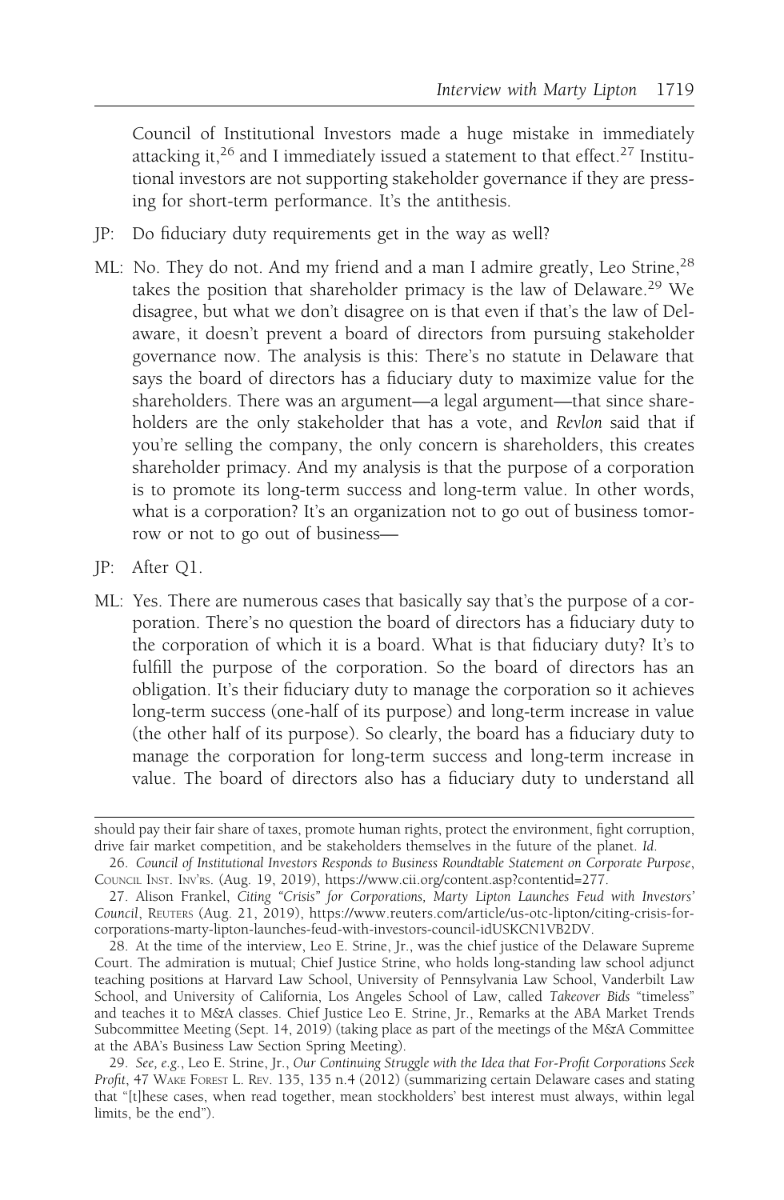Council of Institutional Investors made a huge mistake in immediately attacking it,[26] and I immediately issued a statement to that effect.[27] Institutional investors are not supporting stakeholder governance if they are pressing for short-term performance. It's the antithesis.

JP: Do fiduciary duty requirements get in the way as well?

ML: No. They do not. And my friend and a man I admire greatly, Leo Strine,[28] takes the position that shareholder primacy is the law of Delaware.[29] We disagree, but what we don't disagree on is that even if that's the law of Delaware, it doesn't prevent a board of directors from pursuing stakeholder governance now. The analysis is this: There's no statute in Delaware that says the board of directors has a fiduciary duty to maximize value for the shareholders. There was an argument—a legal argument—that since shareholders are the only stakeholder that has a vote, and *Revlon* said that if you're selling the company, the only concern is shareholders, this creates shareholder primacy. And my analysis is that the purpose of a corporation is to promote its long-term success and long-term value. In other words, what is a corporation? It's an organization not to go out of business tomorrow or not to go out of business—

JP: After Q1.

ML: Yes. There are numerous cases that basically say that's the purpose of a corporation. There's no question the board of directors has a fiduciary duty to the corporation of which it is a board. What is that fiduciary duty? It's to fulfill the purpose of the corporation. So the board of directors has an obligation. It's their fiduciary duty to manage the corporation so it achieves long-term success (one-half of its purpose) and long-term increase in value (the other half of its purpose). So clearly, the board has a fiduciary duty to manage the corporation for long-term success and long-term increase in value. The board of directors also has a fiduciary duty to understand all

---

should pay their fair share of taxes, promote human rights, protect the environment, fight corruption, drive fair market competition, and be stakeholders themselves in the future of the planet. *Id.*

26. *Council of Institutional Investors Responds to Business Roundtable Statement on Corporate Purpose*, COUNCIL INST. INV'RS. (Aug. 19, 2019), https://www.cii.org/content.asp?contentid=277.

27. Alison Frankel, *Citing "Crisis" for Corporations, Marty Lipton Launches Feud with Investors' Council*, REUTERS (Aug. 21, 2019), https://www.reuters.com/article/us-otc-lipton/citing-crisis-for-corporations-marty-lipton-launches-feud-with-investors-council-idUSKCN1VB2DV.

28. At the time of the interview, Leo E. Strine, Jr., was the chief justice of the Delaware Supreme Court. The admiration is mutual; Chief Justice Strine, who holds long-standing law school adjunct teaching positions at Harvard Law School, University of Pennsylvania Law School, Vanderbilt Law School, and University of California, Los Angeles School of Law, called *Takeover Bids* "timeless" and teaches it to M&A classes. Chief Justice Leo E. Strine, Jr., Remarks at the ABA Market Trends Subcommittee Meeting (Sept. 14, 2019) (taking place as part of the meetings of the M&A Committee at the ABA's Business Law Section Spring Meeting).

29. *See, e.g.*, Leo E. Strine, Jr., *Our Continuing Struggle with the Idea that For-Profit Corporations Seek Profit*, 47 WAKE FOREST L. REV. 135, 135 n.4 (2012) (summarizing certain Delaware cases and stating that "[t]hese cases, when read together, mean stockholders' best interest must always, within legal limits, be the end").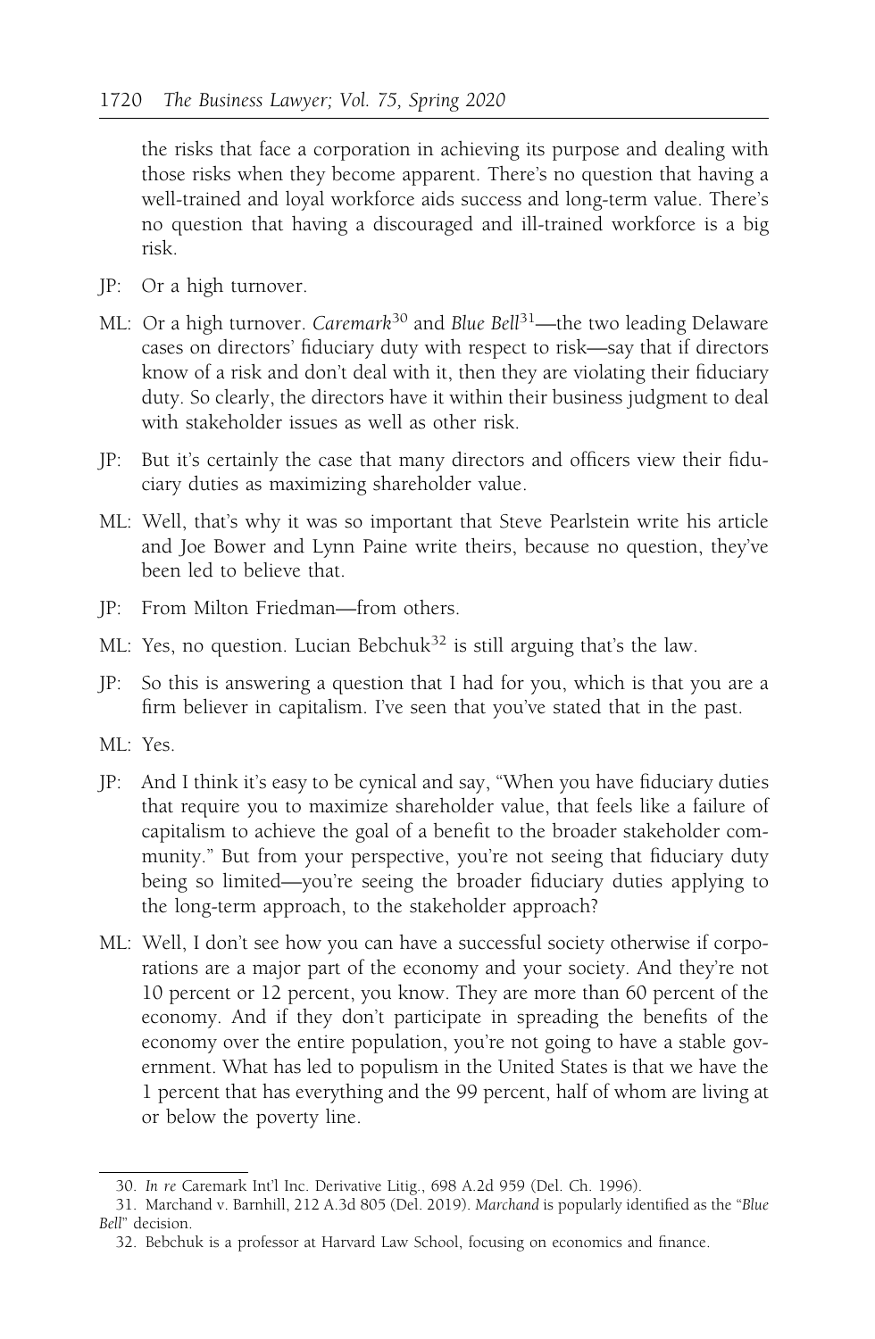the risks that face a corporation in achieving its purpose and dealing with those risks when they become apparent. There's no question that having a well-trained and loyal workforce aids success and long-term value. There's no question that having a discouraged and ill-trained workforce is a big risk.

JP: Or a high turnover.

ML: Or a high turnover. *Caremark*[30] and *Blue Bell*[31]—the two leading Delaware cases on directors' fiduciary duty with respect to risk—say that if directors know of a risk and don't deal with it, then they are violating their fiduciary duty. So clearly, the directors have it within their business judgment to deal with stakeholder issues as well as other risk.

JP: But it's certainly the case that many directors and officers view their fiduciary duties as maximizing shareholder value.

ML: Well, that's why it was so important that Steve Pearlstein write his article and Joe Bower and Lynn Paine write theirs, because no question, they've been led to believe that.

JP: From Milton Friedman—from others.

ML: Yes, no question. Lucian Bebchuk[32] is still arguing that's the law.

JP: So this is answering a question that I had for you, which is that you are a firm believer in capitalism. I've seen that you've stated that in the past.

ML: Yes.

JP: And I think it's easy to be cynical and say, "When you have fiduciary duties that require you to maximize shareholder value, that feels like a failure of capitalism to achieve the goal of a benefit to the broader stakeholder community." But from your perspective, you're not seeing that fiduciary duty being so limited—you're seeing the broader fiduciary duties applying to the long-term approach, to the stakeholder approach?

ML: Well, I don't see how you can have a successful society otherwise if corporations are a major part of the economy and your society. And they're not 10 percent or 12 percent, you know. They are more than 60 percent of the economy. And if they don't participate in spreading the benefits of the economy over the entire population, you're not going to have a stable government. What has led to populism in the United States is that we have the 1 percent that has everything and the 99 percent, half of whom are living at or below the poverty line.

---

30. *In re* Caremark Int'l Inc. Derivative Litig., 698 A.2d 959 (Del. Ch. 1996).

31. Marchand v. Barnhill, 212 A.3d 805 (Del. 2019). *Marchand* is popularly identified as the "*Blue Bell*" decision.

32. Bebchuk is a professor at Harvard Law School, focusing on economics and finance.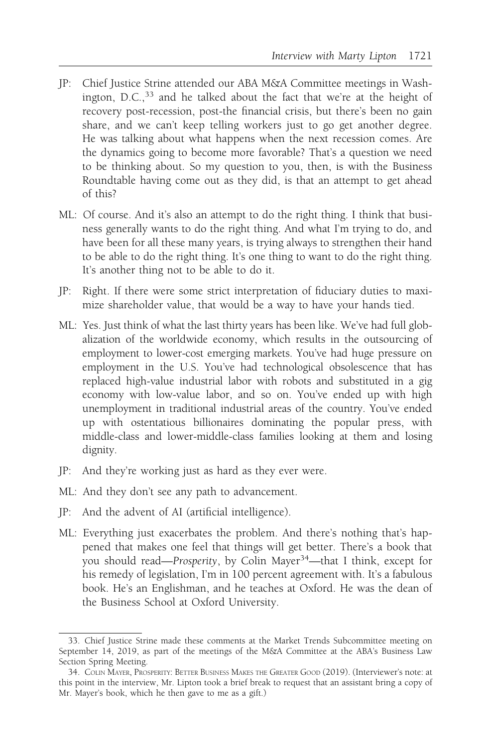JP: Chief Justice Strine attended our ABA M&A Committee meetings in Washington, D.C.,[33] and he talked about the fact that we're at the height of recovery post-recession, post-the financial crisis, but there's been no gain share, and we can't keep telling workers just to go get another degree. He was talking about what happens when the next recession comes. Are the dynamics going to become more favorable? That's a question we need to be thinking about. So my question to you, then, is with the Business Roundtable having come out as they did, is that an attempt to get ahead of this?

ML: Of course. And it's also an attempt to do the right thing. I think that business generally wants to do the right thing. And what I'm trying to do, and have been for all these many years, is trying always to strengthen their hand to be able to do the right thing. It's one thing to want to do the right thing. It's another thing not to be able to do it.

JP: Right. If there were some strict interpretation of fiduciary duties to maximize shareholder value, that would be a way to have your hands tied.

ML: Yes. Just think of what the last thirty years has been like. We've had full globalization of the worldwide economy, which results in the outsourcing of employment to lower-cost emerging markets. You've had huge pressure on employment in the U.S. You've had technological obsolescence that has replaced high-value industrial labor with robots and substituted in a gig economy with low-value labor, and so on. You've ended up with high unemployment in traditional industrial areas of the country. You've ended up with ostentatious billionaires dominating the popular press, with middle-class and lower-middle-class families looking at them and losing dignity.

JP: And they're working just as hard as they ever were.

ML: And they don't see any path to advancement.

JP: And the advent of AI (artificial intelligence).

ML: Everything just exacerbates the problem. And there's nothing that's happened that makes one feel that things will get better. There's a book that you should read—*Prosperity*, by Colin Mayer[34]—that I think, except for his remedy of legislation, I'm in 100 percent agreement with. It's a fabulous book. He's an Englishman, and he teaches at Oxford. He was the dean of the Business School at Oxford University.

---

33. Chief Justice Strine made these comments at the Market Trends Subcommittee meeting on September 14, 2019, as part of the meetings of the M&A Committee at the ABA's Business Law Section Spring Meeting.

34. Colin Mayer, Prosperity: Better Business Makes the Greater Good (2019). (Interviewer's note: at this point in the interview, Mr. Lipton took a brief break to request that an assistant bring a copy of Mr. Mayer's book, which he then gave to me as a gift.)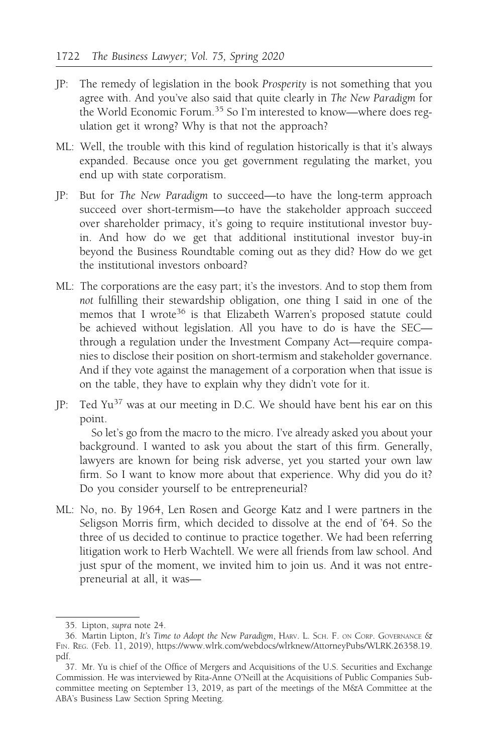JP: The remedy of legislation in the book *Prosperity* is not something that you agree with. And you've also said that quite clearly in *The New Paradigm* for the World Economic Forum.[35] So I'm interested to know—where does regulation get it wrong? Why is that not the approach?

ML: Well, the trouble with this kind of regulation historically is that it's always expanded. Because once you get government regulating the market, you end up with state corporatism.

JP: But for *The New Paradigm* to succeed—to have the long-term approach succeed over short-termism—to have the stakeholder approach succeed over shareholder primacy, it's going to require institutional investor buy-in. And how do we get that additional institutional investor buy-in beyond the Business Roundtable coming out as they did? How do we get the institutional investors onboard?

ML: The corporations are the easy part; it's the investors. And to stop them from *not* fulfilling their stewardship obligation, one thing I said in one of the memos that I wrote[36] is that Elizabeth Warren's proposed statute could be achieved without legislation. All you have to do is have the SEC—through a regulation under the Investment Company Act—require companies to disclose their position on short-termism and stakeholder governance. And if they vote against the management of a corporation when that issue is on the table, they have to explain why they didn't vote for it.

JP: Ted Yu[37] was at our meeting in D.C. We should have bent his ear on this point.

So let's go from the macro to the micro. I've already asked you about your background. I wanted to ask you about the start of this firm. Generally, lawyers are known for being risk adverse, yet you started your own law firm. So I want to know more about that experience. Why did you do it? Do you consider yourself to be entrepreneurial?

ML: No, no. By 1964, Len Rosen and George Katz and I were partners in the Seligson Morris firm, which decided to dissolve at the end of '64. So the three of us decided to continue to practice together. We had been referring litigation work to Herb Wachtell. We were all friends from law school. And just spur of the moment, we invited him to join us. And it was not entrepreneurial at all, it was—

---

35. Lipton, *supra* note 24.

36. Martin Lipton, *It's Time to Adopt the New Paradigm*, HARV. L. SCH. F. ON CORP. GOVERNANCE & FIN. REG. (Feb. 11, 2019), https://www.wlrk.com/webdocs/wlrknew/AttorneyPubs/WLRK.26358.19.pdf.

37. Mr. Yu is chief of the Office of Mergers and Acquisitions of the U.S. Securities and Exchange Commission. He was interviewed by Rita-Anne O'Neill at the Acquisitions of Public Companies Subcommittee meeting on September 13, 2019, as part of the meetings of the M&A Committee at the ABA's Business Law Section Spring Meeting.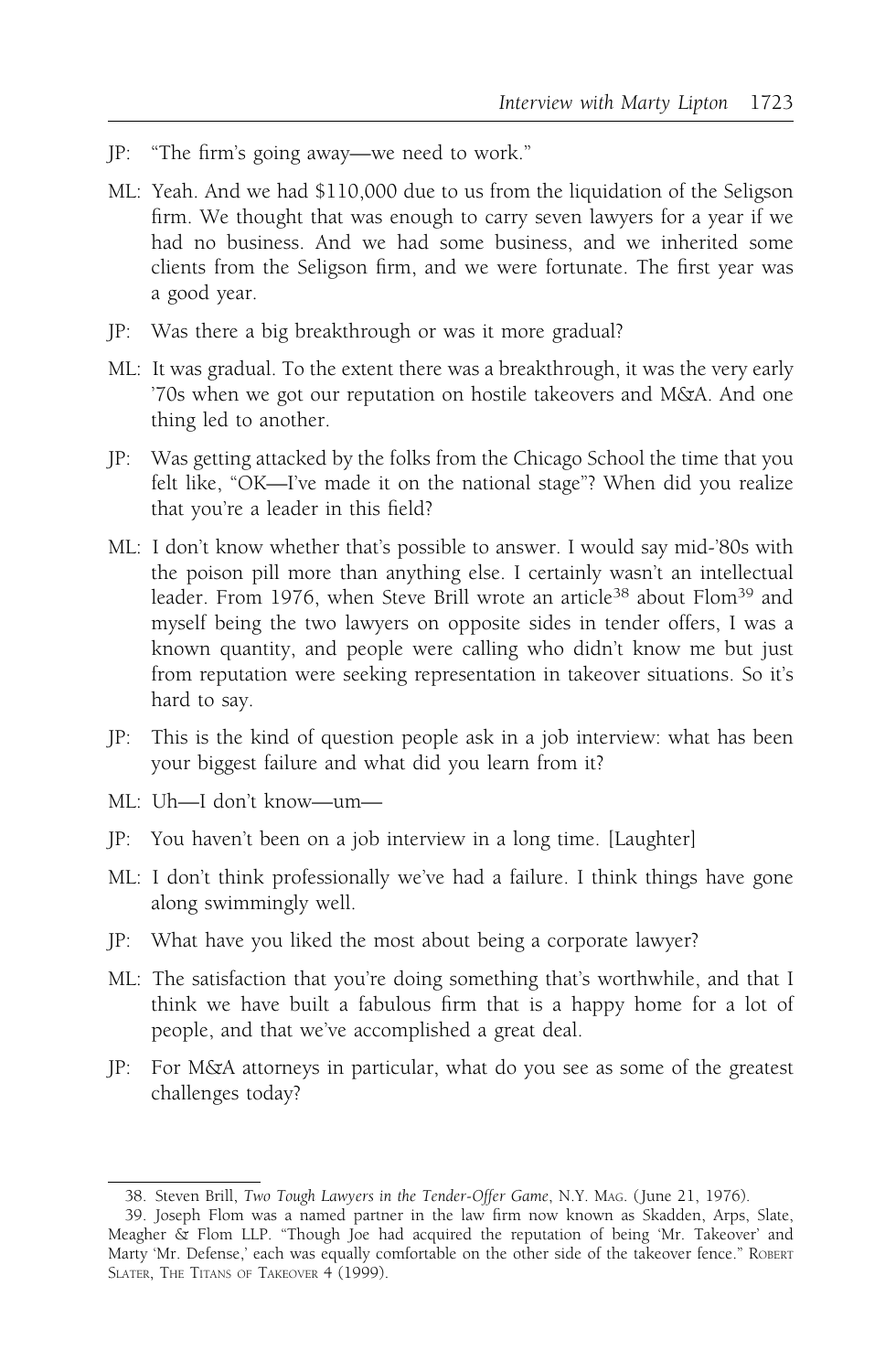JP: "The firm's going away—we need to work."

ML: Yeah. And we had $110,000 due to us from the liquidation of the Seligson firm. We thought that was enough to carry seven lawyers for a year if we had no business. And we had some business, and we inherited some clients from the Seligson firm, and we were fortunate. The first year was a good year.

JP: Was there a big breakthrough or was it more gradual?

ML: It was gradual. To the extent there was a breakthrough, it was the very early '70s when we got our reputation on hostile takeovers and M&A. And one thing led to another.

JP: Was getting attacked by the folks from the Chicago School the time that you felt like, "OK—I've made it on the national stage"? When did you realize that you're a leader in this field?

ML: I don't know whether that's possible to answer. I would say mid-'80s with the poison pill more than anything else. I certainly wasn't an intellectual leader. From 1976, when Steve Brill wrote an article[38] about Flom[39] and myself being the two lawyers on opposite sides in tender offers, I was a known quantity, and people were calling who didn't know me but just from reputation were seeking representation in takeover situations. So it's hard to say.

JP: This is the kind of question people ask in a job interview: what has been your biggest failure and what did you learn from it?

ML: Uh—I don't know—um—

JP: You haven't been on a job interview in a long time. [Laughter]

ML: I don't think professionally we've had a failure. I think things have gone along swimmingly well.

JP: What have you liked the most about being a corporate lawyer?

ML: The satisfaction that you're doing something that's worthwhile, and that I think we have built a fabulous firm that is a happy home for a lot of people, and that we've accomplished a great deal.

JP: For M&A attorneys in particular, what do you see as some of the greatest challenges today?

---

38. Steven Brill, *Two Tough Lawyers in the Tender-Offer Game*, N.Y. MAG. (June 21, 1976).

39. Joseph Flom was a named partner in the law firm now known as Skadden, Arps, Slate, Meagher & Flom LLP. "Though Joe had acquired the reputation of being 'Mr. Takeover' and Marty 'Mr. Defense,' each was equally comfortable on the other side of the takeover fence." ROBERT SLATER, THE TITANS OF TAKEOVER 4 (1999).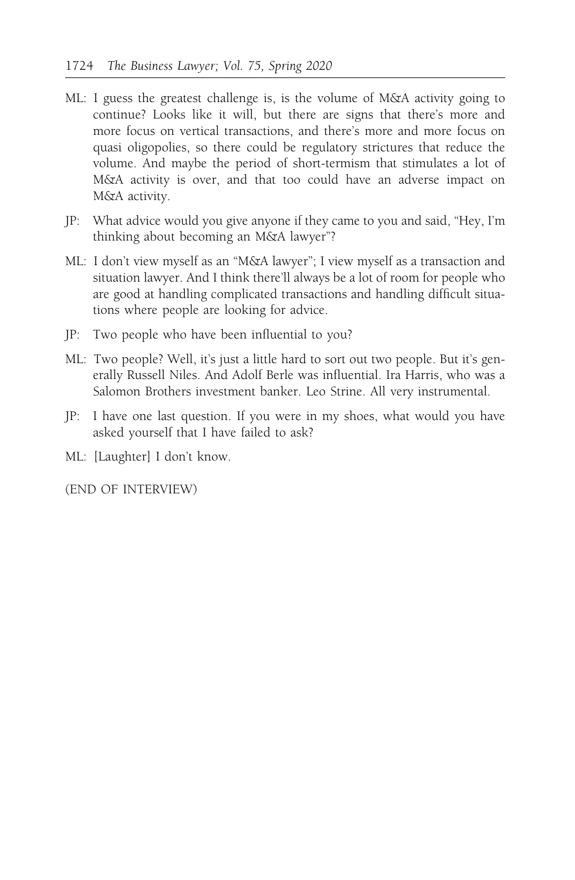ML: I guess the greatest challenge is, is the volume of M&A activity going to continue? Looks like it will, but there are signs that there's more and more focus on vertical transactions, and there's more and more focus on quasi oligopolies, so there could be regulatory strictures that reduce the volume. And maybe the period of short-termism that stimulates a lot of M&A activity is over, and that too could have an adverse impact on M&A activity.

JP: What advice would you give anyone if they came to you and said, "Hey, I'm thinking about becoming an M&A lawyer"?

ML: I don't view myself as an "M&A lawyer"; I view myself as a transaction and situation lawyer. And I think there'll always be a lot of room for people who are good at handling complicated transactions and handling difficult situations where people are looking for advice.

JP: Two people who have been influential to you?

ML: Two people? Well, it's just a little hard to sort out two people. But it's generally Russell Niles. And Adolf Berle was influential. Ira Harris, who was a Salomon Brothers investment banker. Leo Strine. All very instrumental.

JP: I have one last question. If you were in my shoes, what would you have asked yourself that I have failed to ask?

ML: [Laughter] I don't know.

(END OF INTERVIEW)